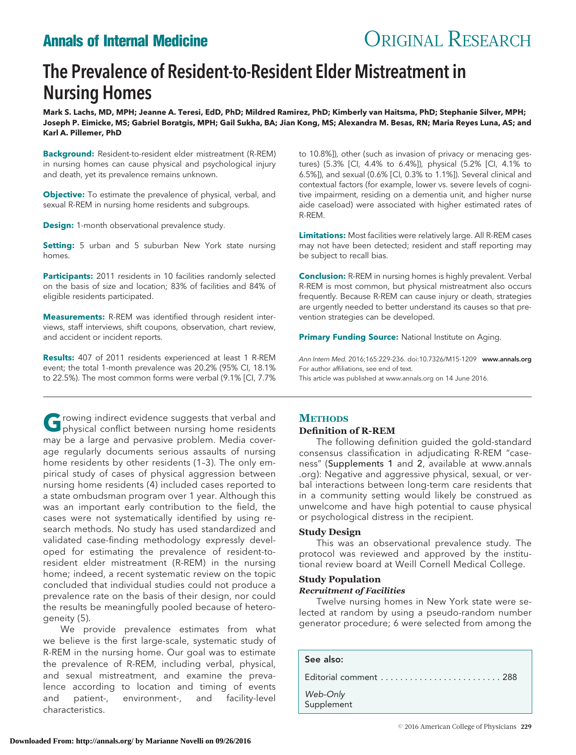# The Prevalence of Resident-to-Resident Elder Mistreatment in Nursing Homes

**Mark S. Lachs, MD, MPH; Jeanne A. Teresi, EdD, PhD; Mildred Ramirez, PhD; Kimberly van Haitsma, PhD; Stephanie Silver, MPH; Joseph P. Eimicke, MS; Gabriel Boratgis, MPH; Gail Sukha, BA; Jian Kong, MS; Alexandra M. Besas, RN; Maria Reyes Luna, AS; and Karl A. Pillemer, PhD**

**Background:** Resident-to-resident elder mistreatment (R-REM) in nursing homes can cause physical and psychological injury and death, yet its prevalence remains unknown.

**Objective:** To estimate the prevalence of physical, verbal, and sexual R-REM in nursing home residents and subgroups.

**Design:** 1-month observational prevalence study.

**Setting:** 5 urban and 5 suburban New York state nursing homes.

**Participants:** 2011 residents in 10 facilities randomly selected on the basis of size and location; 83% of facilities and 84% of eligible residents participated.

**Measurements:** R-REM was identified through resident interviews, staff interviews, shift coupons, observation, chart review, and accident or incident reports.

**Results:** 407 of 2011 residents experienced at least 1 R-REM event; the total 1-month prevalence was 20.2% (95% CI, 18.1% to 22.5%). The most common forms were verbal (9.1% [CI, 7.7% to 10.8%]), other (such as invasion of privacy or menacing gestures) (5.3% [CI, 4.4% to 6.4%]), physical (5.2% [CI, 4.1% to 6.5%]), and sexual (0.6% [CI, 0.3% to 1.1%]). Several clinical and contextual factors (for example, lower vs. severe levels of cognitive impairment, residing on a dementia unit, and higher nurse aide caseload) were associated with higher estimated rates of R-REM.

**Limitations:** Most facilities were relatively large. All R-REM cases may not have been detected; resident and staff reporting may be subject to recall bias.

**Conclusion:** R-REM in nursing homes is highly prevalent. Verbal R-REM is most common, but physical mistreatment also occurs frequently. Because R-REM can cause injury or death, strategies are urgently needed to better understand its causes so that prevention strategies can be developed.

**Primary Funding Source:** National Institute on Aging.

*Ann Intern Med.* 2016;165:229-236. doi:10.7326/M15-1209 **www.annals.org**
For author affiliations, see end of text.
This article was published at www.annals.org on 14 June 2016.

Growing indirect evidence suggests that verbal and physical conflict between nursing home residents may be a large and pervasive problem. Media coverage regularly documents serious assaults of nursing home residents by other residents (1–3). The only empirical study of cases of physical aggression between nursing home residents (4) included cases reported to a state ombudsman program over 1 year. Although this was an important early contribution to the field, the cases were not systematically identified by using research methods. No study has used standardized and validated case-finding methodology expressly developed for estimating the prevalence of resident-to-resident elder mistreatment (R-REM) in the nursing home; indeed, a recent systematic review on the topic concluded that individual studies could not produce a prevalence rate on the basis of their design, nor could the results be meaningfully pooled because of heterogeneity (5).

We provide prevalence estimates from what we believe is the first large-scale, systematic study of R-REM in the nursing home. Our goal was to estimate the prevalence of R-REM, including verbal, physical, and sexual mistreatment, and examine the prevalence according to location and timing of events and patient-, environment-, and facility-level characteristics.

## METHODS

### Definition of R-REM

The following definition guided the gold-standard consensus classification in adjudicating R-REM "caseness" (Supplements 1 and 2, available at www.annals.org): Negative and aggressive physical, sexual, or verbal interactions between long-term care residents that in a community setting would likely be construed as unwelcome and have high potential to cause physical or psychological distress in the recipient.

### Study Design

This was an observational prevalence study. The protocol was reviewed and approved by the institutional review board at Weill Cornell Medical College.

### Study Population

#### *Recruitment of Facilities*

Twelve nursing homes in New York state were selected at random by using a pseudo-random number generator procedure; 6 were selected from among the

| See also: |
|---|
| Editorial comment . . . . . . . . . . . . . . . . . . . . . . . . . 288 |
| *Web-Only* Supplement |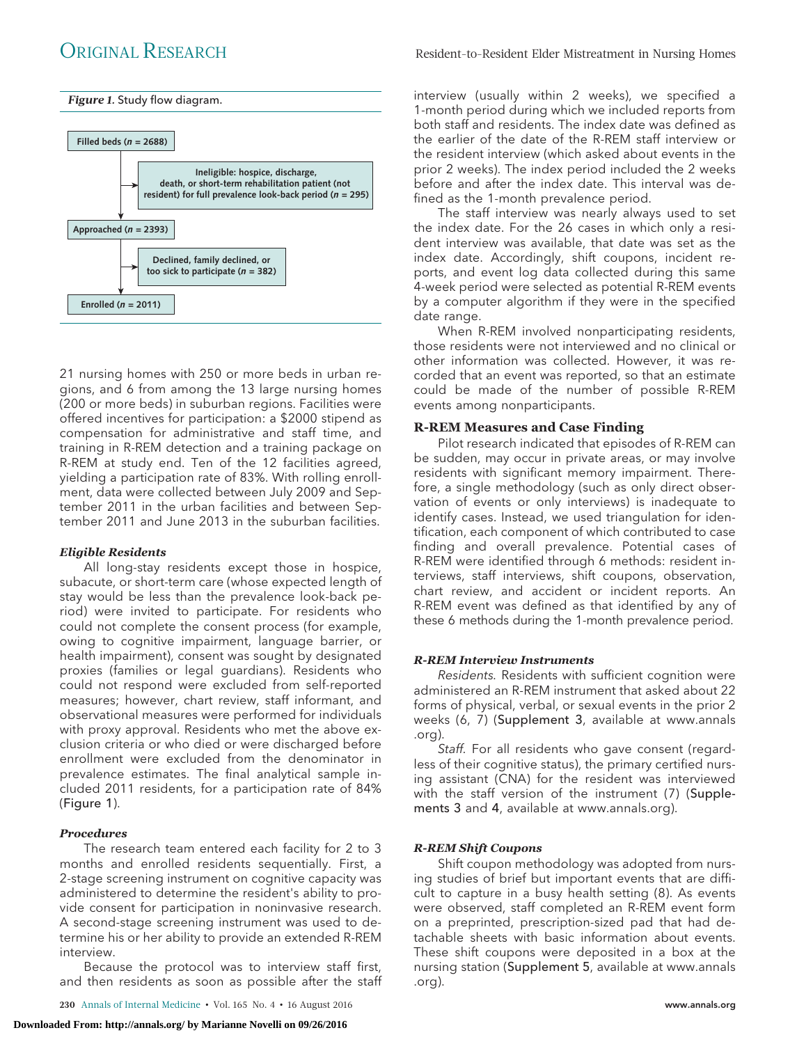*Figure 1.* Study flow diagram.

Filled beds (*n* = 2688)

Ineligible: hospice, discharge, death, or short-term rehabilitation patient (not resident) for full prevalence look-back period (*n* = 295)

Approached (*n* = 2393)

Declined, family declined, or too sick to participate (*n* = 382)

Enrolled (*n* = 2011)

21 nursing homes with 250 or more beds in urban regions, and 6 from among the 13 large nursing homes (200 or more beds) in suburban regions. Facilities were offered incentives for participation: a $2000 stipend as compensation for administrative and staff time, and training in R-REM detection and a training package on R-REM at study end. Ten of the 12 facilities agreed, yielding a participation rate of 83%. With rolling enrollment, data were collected between July 2009 and September 2011 in the urban facilities and between September 2011 and June 2013 in the suburban facilities.

### *Eligible Residents*

All long-stay residents except those in hospice, subacute, or short-term care (whose expected length of stay would be less than the prevalence look-back period) were invited to participate. For residents who could not complete the consent process (for example, owing to cognitive impairment, language barrier, or health impairment), consent was sought by designated proxies (families or legal guardians). Residents who could not respond were excluded from self-reported measures; however, chart review, staff informant, and observational measures were performed for individuals with proxy approval. Residents who met the above exclusion criteria or who died or were discharged before enrollment were excluded from the denominator in prevalence estimates. The final analytical sample included 2011 residents, for a participation rate of 84% (Figure 1).

### *Procedures*

The research team entered each facility for 2 to 3 months and enrolled residents sequentially. First, a 2-stage screening instrument on cognitive capacity was administered to determine the resident's ability to provide consent for participation in noninvasive research. A second-stage screening instrument was used to determine his or her ability to provide an extended R-REM interview.

Because the protocol was to interview staff first, and then residents as soon as possible after the staff interview (usually within 2 weeks), we specified a 1-month period during which we included reports from both staff and residents. The index date was defined as the earlier of the date of the R-REM staff interview or the resident interview (which asked about events in the prior 2 weeks). The index period included the 2 weeks before and after the index date. This interval was defined as the 1-month prevalence period.

The staff interview was nearly always used to set the index date. For the 26 cases in which only a resident interview was available, that date was set as the index date. Accordingly, shift coupons, incident reports, and event log data collected during this same 4-week period were selected as potential R-REM events by a computer algorithm if they were in the specified date range.

When R-REM involved nonparticipating residents, those residents were not interviewed and no clinical or other information was collected. However, it was recorded that an event was reported, so that an estimate could be made of the number of possible R-REM events among nonparticipants.

## R-REM Measures and Case Finding

Pilot research indicated that episodes of R-REM can be sudden, may occur in private areas, or may involve residents with significant memory impairment. Therefore, a single methodology (such as only direct observation of events or only interviews) is inadequate to identify cases. Instead, we used triangulation for identification, each component of which contributed to case finding and overall prevalence. Potential cases of R-REM were identified through 6 methods: resident interviews, staff interviews, shift coupons, observation, chart review, and accident or incident reports. An R-REM event was defined as that identified by any of these 6 methods during the 1-month prevalence period.

### *R-REM Interview Instruments*

*Residents.* Residents with sufficient cognition were administered an R-REM instrument that asked about 22 forms of physical, verbal, or sexual events in the prior 2 weeks (6, 7) (Supplement 3, available at www.annals.org).

*Staff.* For all residents who gave consent (regardless of their cognitive status), the primary certified nursing assistant (CNA) for the resident was interviewed with the staff version of the instrument (7) (Supplements 3 and 4, available at www.annals.org).

### *R-REM Shift Coupons*

Shift coupon methodology was adopted from nursing studies of brief but important events that are difficult to capture in a busy health setting (8). As events were observed, staff completed an R-REM event form on a preprinted, prescription-sized pad that had detachable sheets with basic information about events. These shift coupons were deposited in a box at the nursing station (Supplement 5, available at www.annals.org).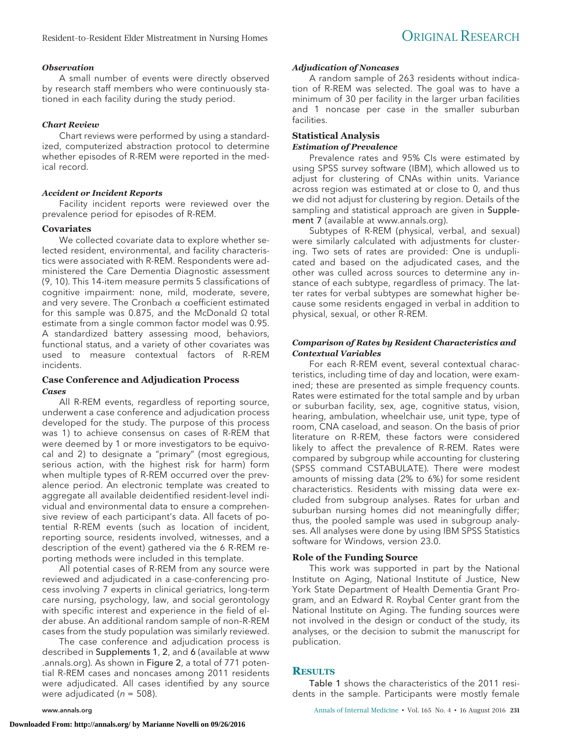#### *Observation*

A small number of events were directly observed by research staff members who were continuously stationed in each facility during the study period.

#### *Chart Review*

Chart reviews were performed by using a standardized, computerized abstraction protocol to determine whether episodes of R-REM were reported in the medical record.

#### *Accident or Incident Reports*

Facility incident reports were reviewed over the prevalence period for episodes of R-REM.

### Covariates

We collected covariate data to explore whether selected resident, environmental, and facility characteristics were associated with R-REM. Respondents were administered the Care Dementia Diagnostic assessment (9, 10). This 14-item measure permits 5 classifications of cognitive impairment: none, mild, moderate, severe, and very severe. The Cronbach $\alpha$ coefficient estimated for this sample was 0.875, and the McDonald $\Omega$ total estimate from a single common factor model was 0.95. A standardized battery assessing mood, behaviors, functional status, and a variety of other covariates was used to measure contextual factors of R-REM incidents.

### Case Conference and Adjudication Process

#### *Cases*

All R-REM events, regardless of reporting source, underwent a case conference and adjudication process developed for the study. The purpose of this process was 1) to achieve consensus on cases of R-REM that were deemed by 1 or more investigators to be equivocal and 2) to designate a "primary" (most egregious, serious action, with the highest risk for harm) form when multiple types of R-REM occurred over the prevalence period. An electronic template was created to aggregate all available deidentified resident-level individual and environmental data to ensure a comprehensive review of each participant's data. All facets of potential R-REM events (such as location of incident, reporting source, residents involved, witnesses, and a description of the event) gathered via the 6 R-REM reporting methods were included in this template.

All potential cases of R-REM from any source were reviewed and adjudicated in a case-conferencing process involving 7 experts in clinical geriatrics, long-term care nursing, psychology, law, and social gerontology with specific interest and experience in the field of elder abuse. An additional random sample of non–R-REM cases from the study population was similarly reviewed.

The case conference and adjudication process is described in Supplements 1, 2, and 6 (available at www.annals.org). As shown in Figure 2, a total of 771 potential R-REM cases and noncases among 2011 residents were adjudicated. All cases identified by any source were adjudicated ($n$ = 508).

#### *Adjudication of Noncases*

A random sample of 263 residents without indication of R-REM was selected. The goal was to have a minimum of 30 per facility in the larger urban facilities and 1 noncase per case in the smaller suburban facilities.

### Statistical Analysis

#### *Estimation of Prevalence*

Prevalence rates and 95% CIs were estimated by using SPSS survey software (IBM), which allowed us to adjust for clustering of CNAs within units. Variance across region was estimated at or close to 0, and thus we did not adjust for clustering by region. Details of the sampling and statistical approach are given in Supplement 7 (available at www.annals.org).

Subtypes of R-REM (physical, verbal, and sexual) were similarly calculated with adjustments for clustering. Two sets of rates are provided: One is unduplicated and based on the adjudicated cases, and the other was culled across sources to determine any instance of each subtype, regardless of primacy. The latter rates for verbal subtypes are somewhat higher because some residents engaged in verbal in addition to physical, sexual, or other R-REM.

#### *Comparison of Rates by Resident Characteristics and Contextual Variables*

For each R-REM event, several contextual characteristics, including time of day and location, were examined; these are presented as simple frequency counts. Rates were estimated for the total sample and by urban or suburban facility, sex, age, cognitive status, vision, hearing, ambulation, wheelchair use, unit type, type of room, CNA caseload, and season. On the basis of prior literature on R-REM, these factors were considered likely to affect the prevalence of R-REM. Rates were compared by subgroup while accounting for clustering (SPSS command CSTABULATE). There were modest amounts of missing data (2% to 6%) for some resident characteristics. Residents with missing data were excluded from subgroup analyses. Rates for urban and suburban nursing homes did not meaningfully differ; thus, the pooled sample was used in subgroup analyses. All analyses were done by using IBM SPSS Statistics software for Windows, version 23.0.

### Role of the Funding Source

This work was supported in part by the National Institute on Aging, National Institute of Justice, New York State Department of Health Dementia Grant Program, and an Edward R. Roybal Center grant from the National Institute on Aging. The funding sources were not involved in the design or conduct of the study, its analyses, or the decision to submit the manuscript for publication.

## Results

Table 1 shows the characteristics of the 2011 residents in the sample. Participants were mostly female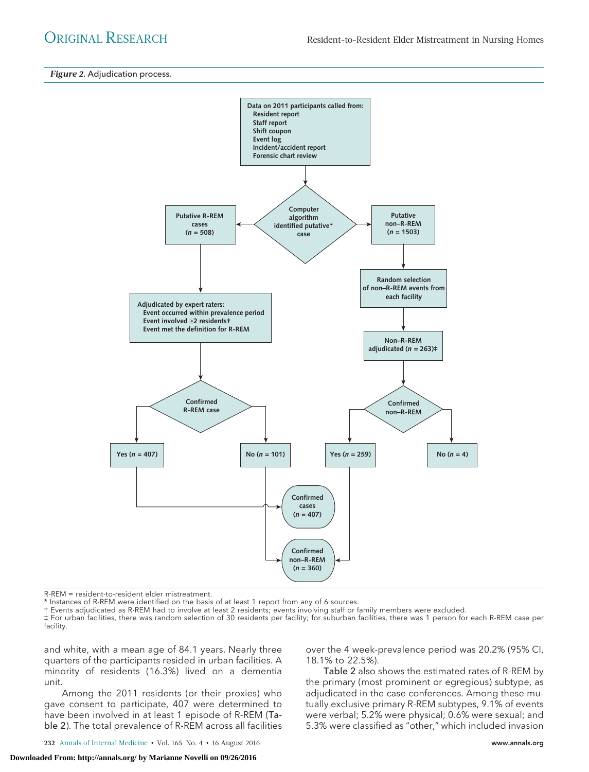*Figure 2.* Adjudication process.

Data on 2011 participants called from:
Resident report
Staff report
Shift coupon
Event log
Incident/accident report
Forensic chart review

Computer algorithm identified putative* case

Putative R-REM cases ($n$ = 508)

Putative non–R-REM ($n$ = 1503)

Adjudicated by expert raters:
Event occurred within prevalence period
Event involved ≥2 residents†
Event met the definition for R-REM

Random selection of non–R-REM events from each facility

Non–R-REM adjudicated ($n$ = 263)‡

Confirmed R-REM case

Confirmed non–R-REM

Yes ($n$ = 407)

No ($n$ = 101)

Yes ($n$ = 259)

No ($n$ = 4)

Confirmed cases ($n$ = 407)

Confirmed non–R-REM ($n$ = 360)

R-REM = resident-to-resident elder mistreatment.
* Instances of R-REM were identified on the basis of at least 1 report from any of 6 sources.
† Events adjudicated as R-REM had to involve at least 2 residents; events involving staff or family members were excluded.
‡ For urban facilities, there was random selection of 30 residents per facility; for suburban facilities, there was 1 person for each R-REM case per facility.

and white, with a mean age of 84.1 years. Nearly three quarters of the participants resided in urban facilities. A minority of residents (16.3%) lived on a dementia unit.

Among the 2011 residents (or their proxies) who gave consent to participate, 407 were determined to have been involved in at least 1 episode of R-REM (Table 2). The total prevalence of R-REM across all facilities over the 4 week-prevalence period was 20.2% (95% CI, 18.1% to 22.5%).

Table 2 also shows the estimated rates of R-REM by the primary (most prominent or egregious) subtype, as adjudicated in the case conferences. Among these mutually exclusive primary R-REM subtypes, 9.1% of events were verbal; 5.2% were physical; 0.6% were sexual; and 5.3% were classified as "other," which included invasion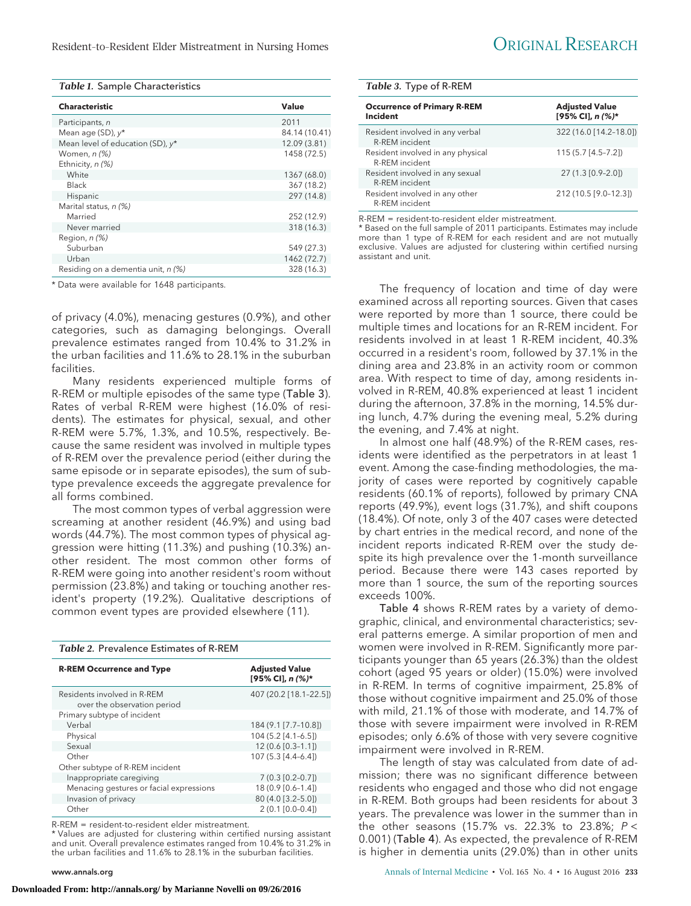*Table 1.* Sample Characteristics

| Characteristic | Value |
|---|---|
| Participants, *n* | 2011 |
| Mean age (SD), *y** | 84.14 (10.41) |
| Mean level of education (SD), *y** | 12.09 (3.81) |
| Women, *n (%)* | 1458 (72.5) |
| Ethnicity, *n (%)* | |
| White | 1367 (68.0) |
| Black | 367 (18.2) |
| Hispanic | 297 (14.8) |
| Marital status, *n (%)* | |
| Married | 252 (12.9) |
| Never married | 318 (16.3) |
| Region, *n (%)* | |
| Suburban | 549 (27.3) |
| Urban | 1462 (72.7) |
| Residing on a dementia unit, *n (%)* | 328 (16.3) |

* Data were available for 1648 participants.

of privacy (4.0%), menacing gestures (0.9%), and other categories, such as damaging belongings. Overall prevalence estimates ranged from 10.4% to 31.2% in the urban facilities and 11.6% to 28.1% in the suburban facilities.

Many residents experienced multiple forms of R-REM or multiple episodes of the same type (Table 3). Rates of verbal R-REM were highest (16.0% of residents). The estimates for physical, sexual, and other R-REM were 5.7%, 1.3%, and 10.5%, respectively. Because the same resident was involved in multiple types of R-REM over the prevalence period (either during the same episode or in separate episodes), the sum of subtype prevalence exceeds the aggregate prevalence for all forms combined.

The most common types of verbal aggression were screaming at another resident (46.9%) and using bad words (44.7%). The most common types of physical aggression were hitting (11.3%) and pushing (10.3%) another resident. The most common other forms of R-REM were going into another resident's room without permission (23.8%) and taking or touching another resident's property (19.2%). Qualitative descriptions of common event types are provided elsewhere (11).

*Table 2.* Prevalence Estimates of R-REM

| R-REM Occurrence and Type | Adjusted Value [95% CI], *n (%)** |
|---|---|
| Residents involved in R-REM over the observation period | 407 (20.2 [18.1–22.5]) |
| Primary subtype of incident | |
| Verbal | 184 (9.1 [7.7–10.8]) |
| Physical | 104 (5.2 [4.1–6.5]) |
| Sexual | 12 (0.6 [0.3–1.1]) |
| Other | 107 (5.3 [4.4–6.4]) |
| Other subtype of R-REM incident | |
| Inappropriate caregiving | 7 (0.3 [0.2–0.7]) |
| Menacing gestures or facial expressions | 18 (0.9 [0.6–1.4]) |
| Invasion of privacy | 80 (4.0 [3.2–5.0]) |
| Other | 2 (0.1 [0.0–0.4]) |

R-REM = resident-to-resident elder mistreatment.
* Values are adjusted for clustering within certified nursing assistant and unit. Overall prevalence estimates ranged from 10.4% to 31.2% in the urban facilities and 11.6% to 28.1% in the suburban facilities.

*Table 3.* Type of R-REM

| Occurrence of Primary R-REM Incident | Adjusted Value [95% CI], *n (%)** |
|---|---|
| Resident involved in any verbal R-REM incident | 322 (16.0 [14.2–18.0]) |
| Resident involved in any physical R-REM incident | 115 (5.7 [4.5–7.2]) |
| Resident involved in any sexual R-REM incident | 27 (1.3 [0.9–2.0]) |
| Resident involved in any other R-REM incident | 212 (10.5 [9.0–12.3]) |

R-REM = resident-to-resident elder mistreatment.
* Based on the full sample of 2011 participants. Estimates may include more than 1 type of R-REM for each resident and are not mutually exclusive. Values are adjusted for clustering within certified nursing assistant and unit.

The frequency of location and time of day were examined across all reporting sources. Given that cases were reported by more than 1 source, there could be multiple times and locations for an R-REM incident. For residents involved in at least 1 R-REM incident, 40.3% occurred in a resident's room, followed by 37.1% in the dining area and 23.8% in an activity room or common area. With respect to time of day, among residents involved in R-REM, 40.8% experienced at least 1 incident during the afternoon, 37.8% in the morning, 14.5% during lunch, 4.7% during the evening meal, 5.2% during the evening, and 7.4% at night.

In almost one half (48.9%) of the R-REM cases, residents were identified as the perpetrators in at least 1 event. Among the case-finding methodologies, the majority of cases were reported by cognitively capable residents (60.1% of reports), followed by primary CNA reports (49.9%), event logs (31.7%), and shift coupons (18.4%). Of note, only 3 of the 407 cases were detected by chart entries in the medical record, and none of the incident reports indicated R-REM over the study despite its high prevalence over the 1-month surveillance period. Because there were 143 cases reported by more than 1 source, the sum of the reporting sources exceeds 100%.

Table 4 shows R-REM rates by a variety of demographic, clinical, and environmental characteristics; several patterns emerge. A similar proportion of men and women were involved in R-REM. Significantly more participants younger than 65 years (26.3%) than the oldest cohort (aged 95 years or older) (15.0%) were involved in R-REM. In terms of cognitive impairment, 25.8% of those without cognitive impairment and 25.0% of those with mild, 21.1% of those with moderate, and 14.7% of those with severe impairment were involved in R-REM episodes; only 6.6% of those with very severe cognitive impairment were involved in R-REM.

The length of stay was calculated from date of admission; there was no significant difference between residents who engaged and those who did not engage in R-REM. Both groups had been residents for about 3 years. The prevalence was lower in the summer than in the other seasons (15.7% vs. 22.3% to 23.8%; $P < 0.001$) (Table 4). As expected, the prevalence of R-REM is higher in dementia units (29.0%) than in other units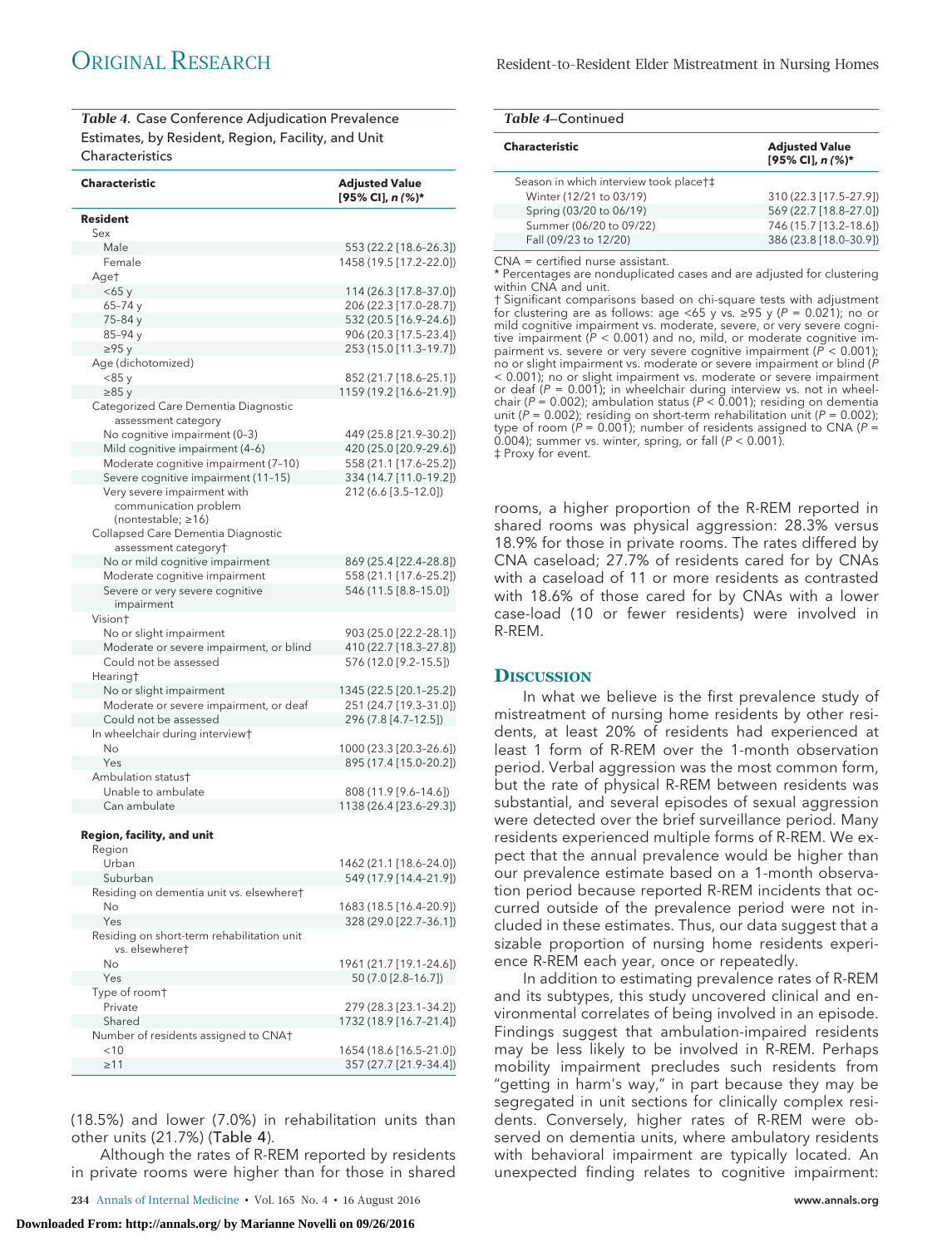*Table 4.* Case Conference Adjudication Prevalence Estimates, by Resident, Region, Facility, and Unit Characteristics

| Characteristic | Adjusted Value [95% CI], *n* (%)* |
|---|---|
| **Resident** | |
| Sex | |
| Male | 553 (22.2 [18.6–26.3]) |
| Female | 1458 (19.5 [17.2–22.0]) |
| Age† | |
| <65 y | 114 (26.3 [17.8–37.0]) |
| 65–74 y | 206 (22.3 [17.0–28.7]) |
| 75–84 y | 532 (20.5 [16.9–24.6]) |
| 85–94 y | 906 (20.3 [17.5–23.4]) |
| ≥95 y | 253 (15.0 [11.3–19.7]) |
| Age (dichotomized) | |
| <85 y | 852 (21.7 [18.6–25.1]) |
| ≥85 y | 1159 (19.2 [16.6–21.9]) |
| Categorized Care Dementia Diagnostic assessment category | |
| No cognitive impairment (0–3) | 449 (25.8 [21.9–30.2]) |
| Mild cognitive impairment (4–6) | 420 (25.0 [20.9–29.6]) |
| Moderate cognitive impairment (7–10) | 558 (21.1 [17.6–25.2]) |
| Severe cognitive impairment (11–15) | 334 (14.7 [11.0–19.2]) |
| Very severe impairment with communication problem (nontestable; ≥16) | 212 (6.6 [3.5–12.0]) |
| Collapsed Care Dementia Diagnostic assessment category† | |
| No or mild cognitive impairment | 869 (25.4 [22.4–28.8]) |
| Moderate cognitive impairment | 558 (21.1 [17.6–25.2]) |
| Severe or very severe cognitive impairment | 546 (11.5 [8.8–15.0]) |
| Vision† | |
| No or slight impairment | 903 (25.0 [22.2–28.1]) |
| Moderate or severe impairment, or blind | 410 (22.7 [18.3–27.8]) |
| Could not be assessed | 576 (12.0 [9.2–15.5]) |
| Hearing† | |
| No or slight impairment | 1345 (22.5 [20.1–25.2]) |
| Moderate or severe impairment, or deaf | 251 (24.7 [19.3–31.0]) |
| Could not be assessed | 296 (7.8 [4.7–12.5]) |
| In wheelchair during interview† | |
| No | 1000 (23.3 [20.3–26.6]) |
| Yes | 895 (17.4 [15.0–20.2]) |
| Ambulation status† | |
| Unable to ambulate | 808 (11.9 [9.6–14.6]) |
| Can ambulate | 1138 (26.4 [23.6–29.3]) |
| **Region, facility, and unit** | |
| Region | |
| Urban | 1462 (21.1 [18.6–24.0]) |
| Suburban | 549 (17.9 [14.4–21.9]) |
| Residing on dementia unit vs. elsewhere† | |
| No | 1683 (18.5 [16.4–20.9]) |
| Yes | 328 (29.0 [22.7–36.1]) |
| Residing on short-term rehabilitation unit vs. elsewhere† | |
| No | 1961 (21.7 [19.1–24.6]) |
| Yes | 50 (7.0 [2.8–16.7]) |
| Type of room† | |
| Private | 279 (28.3 [23.1–34.2]) |
| Shared | 1732 (18.9 [16.7–21.4]) |
| Number of residents assigned to CNA† | |
| <10 | 1654 (18.6 [16.5–21.0]) |
| ≥11 | 357 (27.7 [21.9–34.4]) |
| Season in which interview took place†‡ | |
| Winter (12/21 to 03/19) | 310 (22.3 [17.5–27.9]) |
| Spring (03/20 to 06/19) | 569 (22.7 [18.8–27.0]) |
| Summer (06/20 to 09/22) | 746 (15.7 [13.2–18.6]) |
| Fall (09/23 to 12/20) | 386 (23.8 [18.0–30.9]) |

CNA = certified nurse assistant.
* Percentages are nonduplicated cases and are adjusted for clustering within CNA and unit.
† Significant comparisons based on chi-square tests with adjustment for clustering are as follows: age <65 y vs. ≥95 y ($P$ = 0.021); no or mild cognitive impairment vs. moderate, severe, or very severe cognitive impairment ($P$ < 0.001) and no, mild, or moderate cognitive impairment vs. severe or very severe cognitive impairment ($P$ < 0.001); no or slight impairment vs. moderate or severe impairment or blind ($P$ < 0.001); no or slight impairment vs. moderate or severe impairment or deaf ($P$ = 0.001); in wheelchair during interview vs. not in wheelchair ($P$ = 0.002); ambulation status ($P$ < 0.001); residing on dementia unit ($P$ = 0.002); residing on short-term rehabilitation unit ($P$ = 0.002); type of room ($P$ = 0.001); number of residents assigned to CNA ($P$ = 0.004); summer vs. winter, spring, or fall ($P$ < 0.001).
‡ Proxy for event.

(18.5%) and lower (7.0%) in rehabilitation units than other units (21.7%) (Table 4).

Although the rates of R-REM reported by residents in private rooms were higher than for those in shared rooms, a higher proportion of the R-REM reported in shared rooms was physical aggression: 28.3% versus 18.9% for those in private rooms. The rates differed by CNA caseload; 27.7% of residents cared for by CNAs with a caseload of 11 or more residents as contrasted with 18.6% of those cared for by CNAs with a lower case-load (10 or fewer residents) were involved in R-REM.

## Discussion

In what we believe is the first prevalence study of mistreatment of nursing home residents by other residents, at least 20% of residents had experienced at least 1 form of R-REM over the 1-month observation period. Verbal aggression was the most common form, but the rate of physical R-REM between residents was substantial, and several episodes of sexual aggression were detected over the brief surveillance period. Many residents experienced multiple forms of R-REM. We expect that the annual prevalence would be higher than our prevalence estimate based on a 1-month observation period because reported R-REM incidents that occurred outside of the prevalence period were not included in these estimates. Thus, our data suggest that a sizable proportion of nursing home residents experience R-REM each year, once or repeatedly.

In addition to estimating prevalence rates of R-REM and its subtypes, this study uncovered clinical and environmental correlates of being involved in an episode. Findings suggest that ambulation-impaired residents may be less likely to be involved in R-REM. Perhaps mobility impairment precludes such residents from "getting in harm's way," in part because they may be segregated in unit sections for clinically complex residents. Conversely, higher rates of R-REM were observed on dementia units, where ambulatory residents with behavioral impairment are typically located. An unexpected finding relates to cognitive impairment: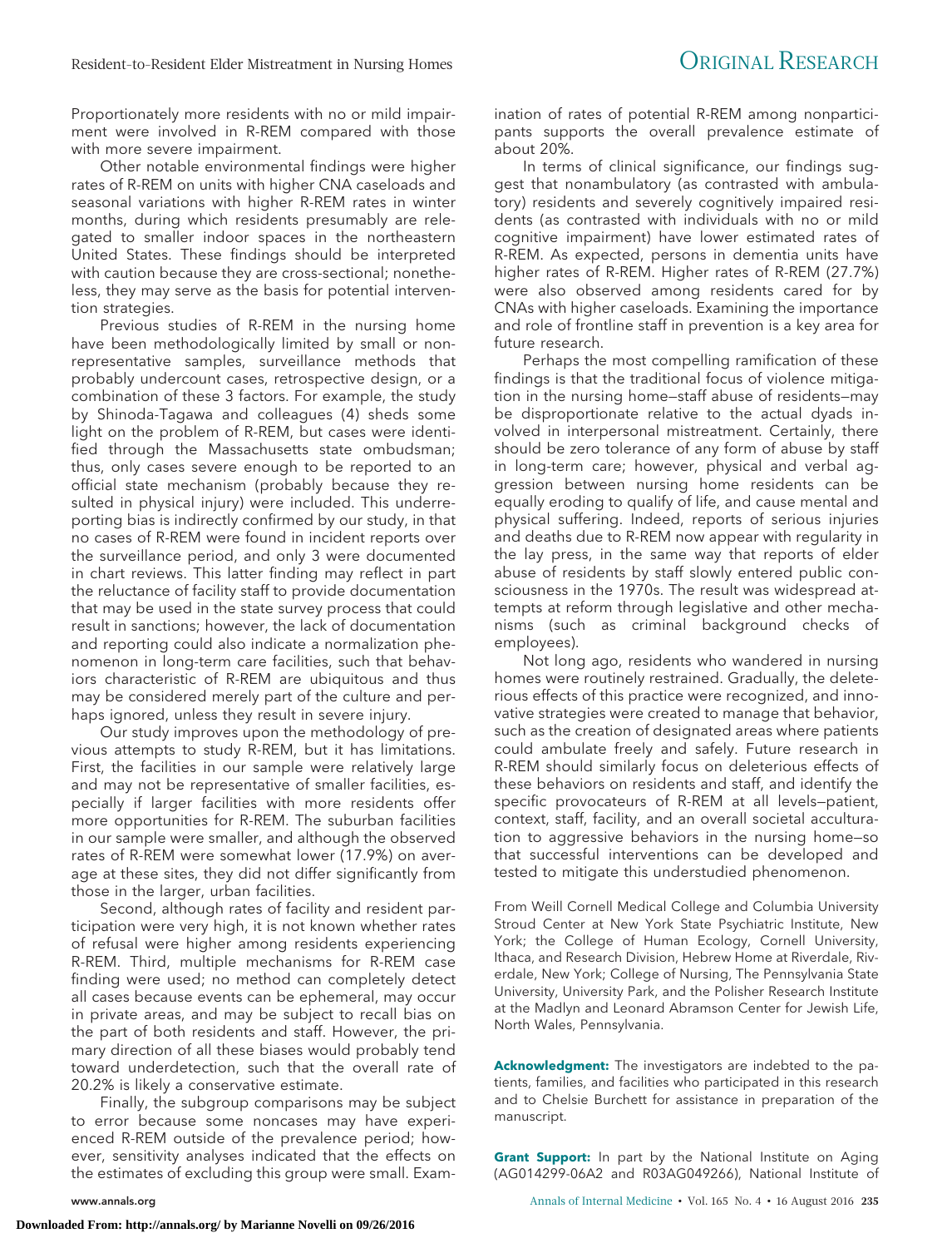Proportionately more residents with no or mild impairment were involved in R-REM compared with those with more severe impairment.

Other notable environmental findings were higher rates of R-REM on units with higher CNA caseloads and seasonal variations with higher R-REM rates in winter months, during which residents presumably are relegated to smaller indoor spaces in the northeastern United States. These findings should be interpreted with caution because they are cross-sectional; nonetheless, they may serve as the basis for potential intervention strategies.

Previous studies of R-REM in the nursing home have been methodologically limited by small or nonrepresentative samples, surveillance methods that probably undercount cases, retrospective design, or a combination of these 3 factors. For example, the study by Shinoda-Tagawa and colleagues (4) sheds some light on the problem of R-REM, but cases were identified through the Massachusetts state ombudsman; thus, only cases severe enough to be reported to an official state mechanism (probably because they resulted in physical injury) were included. This underreporting bias is indirectly confirmed by our study, in that no cases of R-REM were found in incident reports over the surveillance period, and only 3 were documented in chart reviews. This latter finding may reflect in part the reluctance of facility staff to provide documentation that may be used in the state survey process that could result in sanctions; however, the lack of documentation and reporting could also indicate a normalization phenomenon in long-term care facilities, such that behaviors characteristic of R-REM are ubiquitous and thus may be considered merely part of the culture and perhaps ignored, unless they result in severe injury.

Our study improves upon the methodology of previous attempts to study R-REM, but it has limitations. First, the facilities in our sample were relatively large and may not be representative of smaller facilities, especially if larger facilities with more residents offer more opportunities for R-REM. The suburban facilities in our sample were smaller, and although the observed rates of R-REM were somewhat lower (17.9%) on average at these sites, they did not differ significantly from those in the larger, urban facilities.

Second, although rates of facility and resident participation were very high, it is not known whether rates of refusal were higher among residents experiencing R-REM. Third, multiple mechanisms for R-REM case finding were used; no method can completely detect all cases because events can be ephemeral, may occur in private areas, and may be subject to recall bias on the part of both residents and staff. However, the primary direction of all these biases would probably tend toward underdetection, such that the overall rate of 20.2% is likely a conservative estimate.

Finally, the subgroup comparisons may be subject to error because some noncases may have experienced R-REM outside of the prevalence period; however, sensitivity analyses indicated that the effects on the estimates of excluding this group were small. Examination of rates of potential R-REM among nonparticipants supports the overall prevalence estimate of about 20%.

In terms of clinical significance, our findings suggest that nonambulatory (as contrasted with ambulatory) residents and severely cognitively impaired residents (as contrasted with individuals with no or mild cognitive impairment) have lower estimated rates of R-REM. As expected, persons in dementia units have higher rates of R-REM. Higher rates of R-REM (27.7%) were also observed among residents cared for by CNAs with higher caseloads. Examining the importance and role of frontline staff in prevention is a key area for future research.

Perhaps the most compelling ramification of these findings is that the traditional focus of violence mitigation in the nursing home—staff abuse of residents—may be disproportionate relative to the actual dyads involved in interpersonal mistreatment. Certainly, there should be zero tolerance of any form of abuse by staff in long-term care; however, physical and verbal aggression between nursing home residents can be equally eroding to qualify of life, and cause mental and physical suffering. Indeed, reports of serious injuries and deaths due to R-REM now appear with regularity in the lay press, in the same way that reports of elder abuse of residents by staff slowly entered public consciousness in the 1970s. The result was widespread attempts at reform through legislative and other mechanisms (such as criminal background checks of employees).

Not long ago, residents who wandered in nursing homes were routinely restrained. Gradually, the deleterious effects of this practice were recognized, and innovative strategies were created to manage that behavior, such as the creation of designated areas where patients could ambulate freely and safely. Future research in R-REM should similarly focus on deleterious effects of these behaviors on residents and staff, and identify the specific provocateurs of R-REM at all levels—patient, context, staff, facility, and an overall societal acculturation to aggressive behaviors in the nursing home—so that successful interventions can be developed and tested to mitigate this understudied phenomenon.

From Weill Cornell Medical College and Columbia University Stroud Center at New York State Psychiatric Institute, New York; the College of Human Ecology, Cornell University, Ithaca, and Research Division, Hebrew Home at Riverdale, Riverdale, New York; College of Nursing, The Pennsylvania State University, University Park, and the Polisher Research Institute at the Madlyn and Leonard Abramson Center for Jewish Life, North Wales, Pennsylvania.

**Acknowledgment:** The investigators are indebted to the patients, families, and facilities who participated in this research and to Chelsie Burchett for assistance in preparation of the manuscript.

**Grant Support:** In part by the National Institute on Aging (AG014299-06A2 and R03AG049266), National Institute of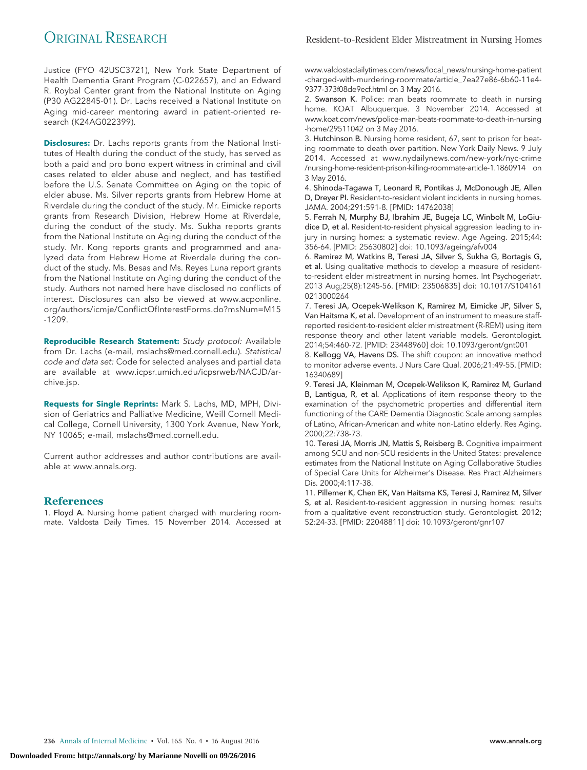Justice (FYO 42USC3721), New York State Department of Health Dementia Grant Program (C-022657), and an Edward R. Roybal Center grant from the National Institute on Aging (P30 AG22845-01). Dr. Lachs received a National Institute on Aging mid-career mentoring award in patient-oriented research (K24AG022399).

**Disclosures:** Dr. Lachs reports grants from the National Institutes of Health during the conduct of the study, has served as both a paid and pro bono expert witness in criminal and civil cases related to elder abuse and neglect, and has testified before the U.S. Senate Committee on Aging on the topic of elder abuse. Ms. Silver reports grants from Hebrew Home at Riverdale during the conduct of the study. Mr. Eimicke reports grants from Research Division, Hebrew Home at Riverdale, during the conduct of the study. Ms. Sukha reports grants from the National Institute on Aging during the conduct of the study. Mr. Kong reports grants and programmed and analyzed data from Hebrew Home at Riverdale during the conduct of the study. Ms. Besas and Ms. Reyes Luna report grants from the National Institute on Aging during the conduct of the study. Authors not named here have disclosed no conflicts of interest. Disclosures can also be viewed at www.acponline.org/authors/icmje/ConflictOfInterestForms.do?msNum=M15-1209.

**Reproducible Research Statement:** *Study protocol:* Available from Dr. Lachs (e-mail, mslachs@med.cornell.edu). *Statistical code and data set:* Code for selected analyses and partial data are available at www.icpsr.umich.edu/icpsrweb/NACJD/archive.jsp.

**Requests for Single Reprints:** Mark S. Lachs, MD, MPH, Division of Geriatrics and Palliative Medicine, Weill Cornell Medical College, Cornell University, 1300 York Avenue, New York, NY 10065; e-mail, mslachs@med.cornell.edu.

Current author addresses and author contributions are available at www.annals.org.

## References

1. **Floyd A.** Nursing home patient charged with murdering roommate. Valdosta Daily Times. 15 November 2014. Accessed at www.valdostadailytimes.com/news/local_news/nursing-home-patient-charged-with-murdering-roommate/article_7ea27e86-6b60-11e4-9377-373f08de9ecf.html on 3 May 2016.
2. **Swanson K.** Police: man beats roommate to death in nursing home. KOAT Albuquerque. 3 November 2014. Accessed at www.koat.com/news/police-man-beats-roommate-to-death-in-nursing-home/29511042 on 3 May 2016.
3. **Hutchinson B.** Nursing home resident, 67, sent to prison for beating roommate to death over partition. New York Daily News. 9 July 2014. Accessed at www.nydailynews.com/new-york/nyc-crime/nursing-home-resident-prison-killing-roommate-article-1.1860914 on 3 May 2016.
4. **Shinoda-Tagawa T, Leonard R, Pontikas J, McDonough JE, Allen D, Dreyer PI.** Resident-to-resident violent incidents in nursing homes. JAMA. 2004;291:591-8. [PMID: 14762038]
5. **Ferrah N, Murphy BJ, Ibrahim JE, Bugeja LC, Winbolt M, LoGiudice D, et al.** Resident-to-resident physical aggression leading to injury in nursing homes: a systematic review. Age Ageing. 2015;44:356-64. [PMID: 25630802] doi: 10.1093/ageing/afv004
6. **Ramirez M, Watkins B, Teresi JA, Silver S, Sukha G, Bortagis G, et al.** Using qualitative methods to develop a measure of resident-to-resident elder mistreatment in nursing homes. Int Psychogeriatr. 2013 Aug;25(8):1245-56. [PMID: 23506835] doi: 10.1017/S1041610213000264
7. **Teresi JA, Ocepek-Welikson K, Ramirez M, Eimicke JP, Silver S, Van Haitsma K, et al.** Development of an instrument to measure staff-reported resident-to-resident elder mistreatment (R-REM) using item response theory and other latent variable models. Gerontologist. 2014;54:460-72. [PMID: 23448960] doi: 10.1093/geront/gnt001
8. **Kellogg VA, Havens DS.** The shift coupon: an innovative method to monitor adverse events. J Nurs Care Qual. 2006;21:49-55. [PMID: 16340689]
9. **Teresi JA, Kleinman M, Ocepek-Welikson K, Ramirez M, Gurland B, Lantigua, R, et al.** Applications of item response theory to the examination of the psychometric properties and differential item functioning of the CARE Dementia Diagnostic Scale among samples of Latino, African-American and white non-Latino elderly. Res Aging. 2000;22:738-73.
10. **Teresi JA, Morris JN, Mattis S, Reisberg B.** Cognitive impairment among SCU and non-SCU residents in the United States: prevalence estimates from the National Institute on Aging Collaborative Studies of Special Care Units for Alzheimer's Disease. Res Pract Alzheimers Dis. 2000;4:117-38.
11. **Pillemer K, Chen EK, Van Haitsma KS, Teresi J, Ramirez M, Silver S, et al.** Resident-to-resident aggression in nursing homes: results from a qualitative event reconstruction study. Gerontologist. 2012;52:24-33. [PMID: 22048811] doi: 10.1093/geront/gnr107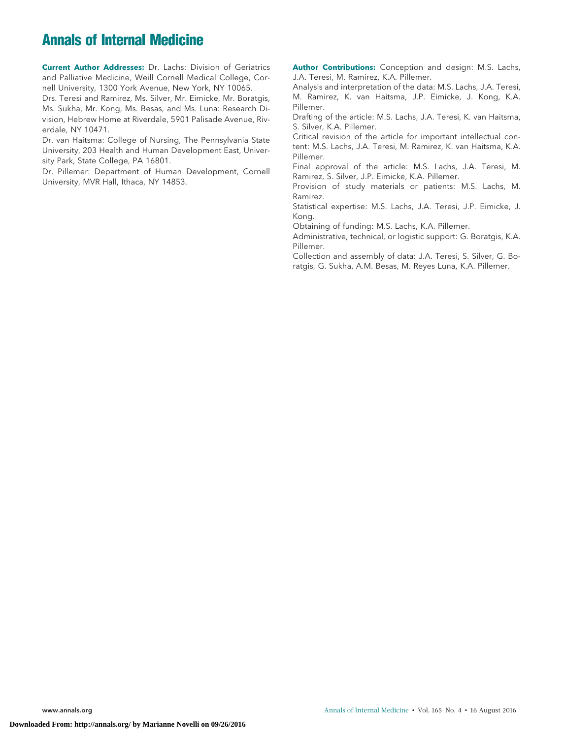**Current Author Addresses:** Dr. Lachs: Division of Geriatrics and Palliative Medicine, Weill Cornell Medical College, Cornell University, 1300 York Avenue, New York, NY 10065.

Drs. Teresi and Ramirez, Ms. Silver, Mr. Eimicke, Mr. Boratgis, Ms. Sukha, Mr. Kong, Ms. Besas, and Ms. Luna: Research Division, Hebrew Home at Riverdale, 5901 Palisade Avenue, Riverdale, NY 10471.

Dr. van Haitsma: College of Nursing, The Pennsylvania State University, 203 Health and Human Development East, University Park, State College, PA 16801.

Dr. Pillemer: Department of Human Development, Cornell University, MVR Hall, Ithaca, NY 14853.

**Author Contributions:** Conception and design: M.S. Lachs, J.A. Teresi, M. Ramirez, K.A. Pillemer.

Analysis and interpretation of the data: M.S. Lachs, J.A. Teresi, M. Ramirez, K. van Haitsma, J.P. Eimicke, J. Kong, K.A. Pillemer.

Drafting of the article: M.S. Lachs, J.A. Teresi, K. van Haitsma, S. Silver, K.A. Pillemer.

Critical revision of the article for important intellectual content: M.S. Lachs, J.A. Teresi, M. Ramirez, K. van Haitsma, K.A. Pillemer.

Final approval of the article: M.S. Lachs, J.A. Teresi, M. Ramirez, S. Silver, J.P. Eimicke, K.A. Pillemer.

Provision of study materials or patients: M.S. Lachs, M. Ramirez.

Statistical expertise: M.S. Lachs, J.A. Teresi, J.P. Eimicke, J. Kong.

Obtaining of funding: M.S. Lachs, K.A. Pillemer.

Administrative, technical, or logistic support: G. Boratgis, K.A. Pillemer.

Collection and assembly of data: J.A. Teresi, S. Silver, G. Boratgis, G. Sukha, A.M. Besas, M. Reyes Luna, K.A. Pillemer.